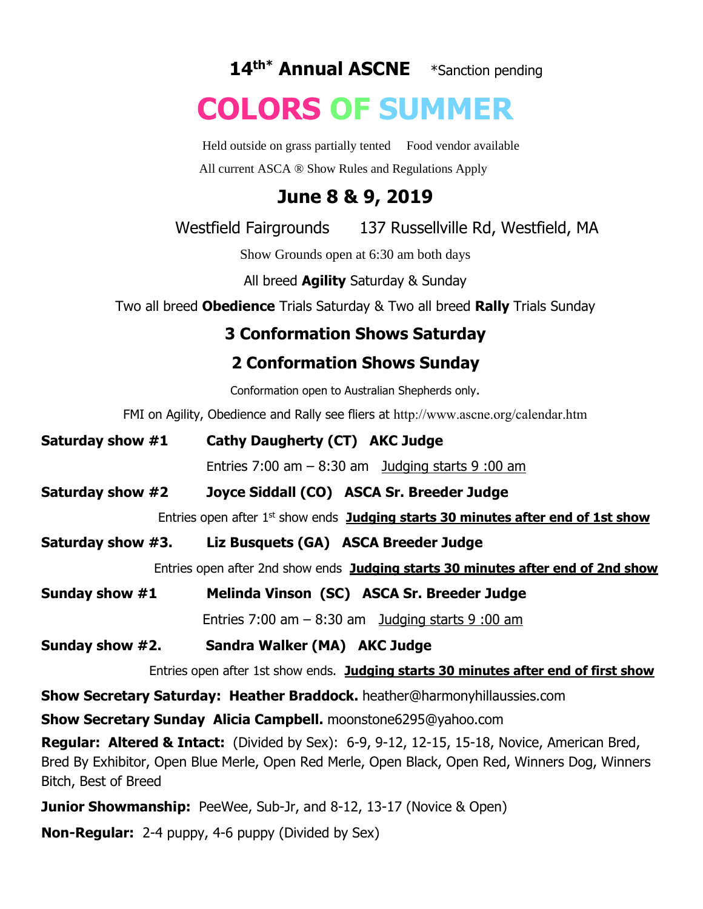# 14th* Annual ASCNE *Sanction pending

# COLORS OF SUMMER

Held outside on grass partially tented Food vendor available

All current ASCA ® Show Rules and Regulations Apply

## June 8 & 9, 2019

Westfield Fairgrounds 137 Russellville Rd, Westfield, MA

Show Grounds open at 6:30 am both days

All breed **Agility** Saturday & Sunday

Two all breed **Obedience** Trials Saturday & Two all breed **Rally** Trials Sunday

### 3 Conformation Shows Saturday

### 2 Conformation Shows Sunday

Conformation open to Australian Shepherds only.

FMI on Agility, Obedience and Rally see fliers at http://www.ascne.org/calendar.htm

**Saturday show #1** **Cathy Daugherty (CT) AKC Judge**

Entries 7:00 am – 8:30 am Judging starts 9 :00 am

**Saturday show #2** **Joyce Siddall (CO) ASCA Sr. Breeder Judge**

Entries open after 1st show ends **Judging starts 30 minutes after end of 1st show**

**Saturday show #3.** **Liz Busquets (GA) ASCA Breeder Judge**

Entries open after 2nd show ends **Judging starts 30 minutes after end of 2nd show**

**Sunday show #1** **Melinda Vinson (SC) ASCA Sr. Breeder Judge**

Entries 7:00 am – 8:30 am Judging starts 9 :00 am

**Sunday show #2.** **Sandra Walker (MA) AKC Judge**

Entries open after 1st show ends. **Judging starts 30 minutes after end of first show**

**Show Secretary Saturday: Heather Braddock.** heather@harmonyhillaussies.com

**Show Secretary Sunday Alicia Campbell.** moonstone6295@yahoo.com

**Regular: Altered & Intact:** (Divided by Sex): 6-9, 9-12, 12-15, 15-18, Novice, American Bred, Bred By Exhibitor, Open Blue Merle, Open Red Merle, Open Black, Open Red, Winners Dog, Winners Bitch, Best of Breed

**Junior Showmanship:** PeeWee, Sub-Jr, and 8-12, 13-17 (Novice & Open)

**Non-Regular:** 2-4 puppy, 4-6 puppy (Divided by Sex)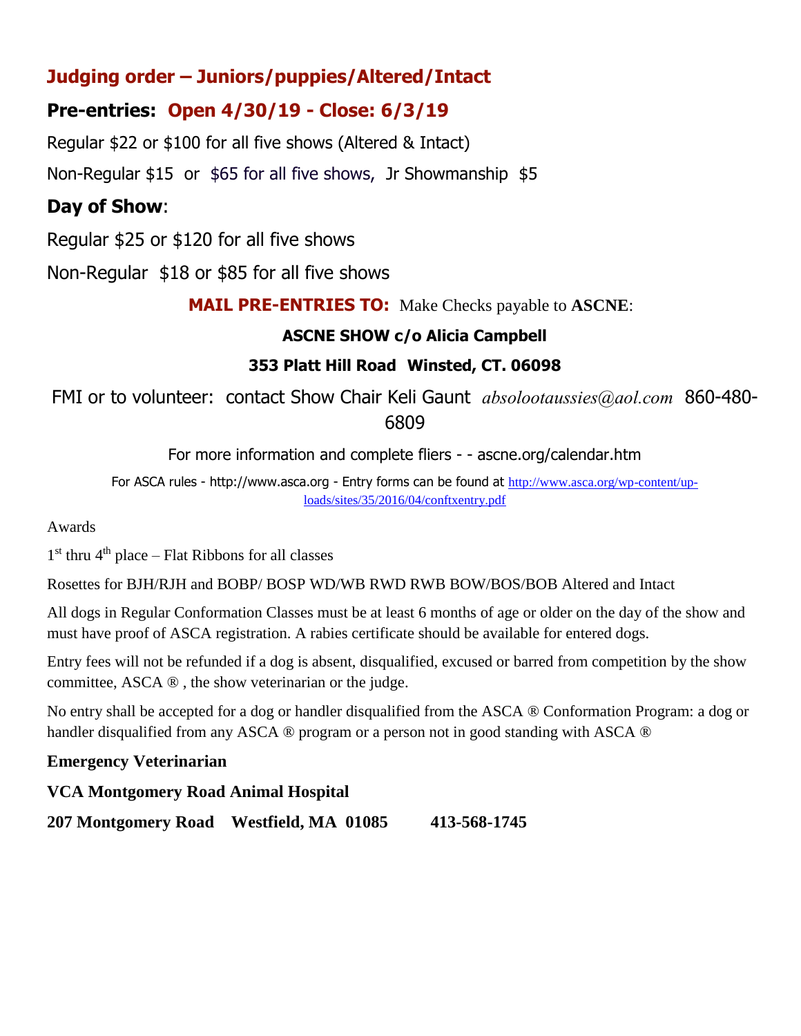## Judging order – Juniors/puppies/Altered/Intact

## Pre-entries: Open 4/30/19 - Close: 6/3/19

Regular $22 or $100 for all five shows (Altered & Intact)

Non-Regular $15 or $65 for all five shows, Jr Showmanship $5

## Day of Show:

Regular $25 or $120 for all five shows

Non-Regular $18 or $85 for all five shows

**MAIL PRE-ENTRIES TO:** Make Checks payable to **ASCNE**:

**ASCNE SHOW c/o Alicia Campbell**

**353 Platt Hill Road Winsted, CT. 06098**

FMI or to volunteer: contact Show Chair Keli Gaunt *absolootaussies@aol.com* 860-480-6809

For more information and complete fliers - - ascne.org/calendar.htm

For ASCA rules - http://www.asca.org - Entry forms can be found at http://www.asca.org/wp-content/uploads/sites/35/2016/04/conftxentry.pdf

Awards

1st thru 4th place – Flat Ribbons for all classes

Rosettes for BJH/RJH and BOBP/ BOSP WD/WB RWD RWB BOW/BOS/BOB Altered and Intact

All dogs in Regular Conformation Classes must be at least 6 months of age or older on the day of the show and must have proof of ASCA registration. A rabies certificate should be available for entered dogs.

Entry fees will not be refunded if a dog is absent, disqualified, excused or barred from competition by the show committee, ASCA ® , the show veterinarian or the judge.

No entry shall be accepted for a dog or handler disqualified from the ASCA ® Conformation Program: a dog or handler disqualified from any ASCA ® program or a person not in good standing with ASCA ®

**Emergency Veterinarian**

**VCA Montgomery Road Animal Hospital**

**207 Montgomery Road Westfield, MA 01085 413-568-1745**